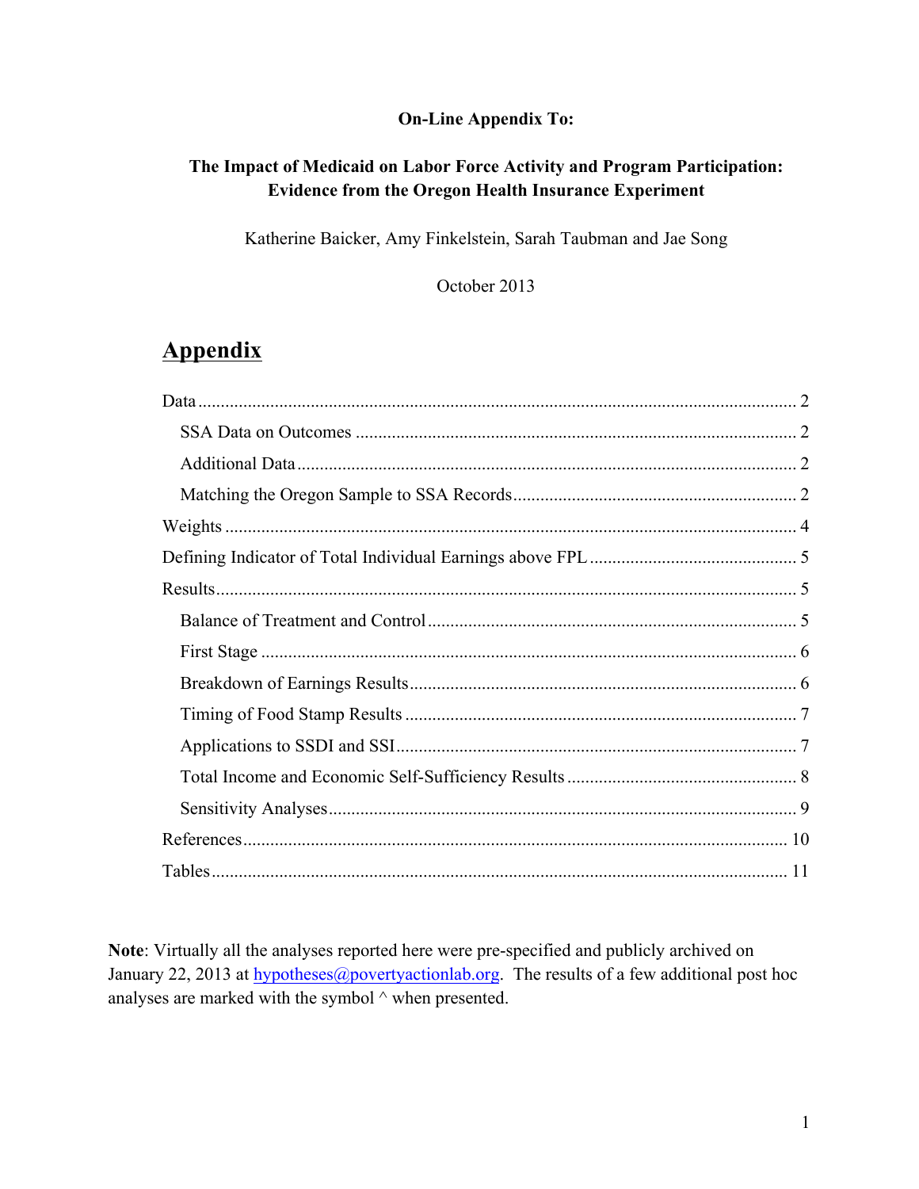**On-Line Appendix To:**

**The Impact of Medicaid on Labor Force Activity and Program Participation: Evidence from the Oregon Health Insurance Experiment**

Katherine Baicker, Amy Finkelstein, Sarah Taubman and Jae Song

October 2013

# Appendix

- Data ........ 2
  - SSA Data on Outcomes ........ 2
  - Additional Data ........ 2
  - Matching the Oregon Sample to SSA Records ........ 2
- Weights ........ 4
- Defining Indicator of Total Individual Earnings above FPL ........ 5
- Results ........ 5
  - Balance of Treatment and Control ........ 5
  - First Stage ........ 6
  - Breakdown of Earnings Results ........ 6
  - Timing of Food Stamp Results ........ 7
  - Applications to SSDI and SSI ........ 7
  - Total Income and Economic Self-Sufficiency Results ........ 8
  - Sensitivity Analyses ........ 9
- References ........ 10
- Tables ........ 11

**Note**: Virtually all the analyses reported here were pre-specified and publicly archived on January 22, 2013 at hypotheses@povertyactionlab.org. The results of a few additional post hoc analyses are marked with the symbol ^ when presented.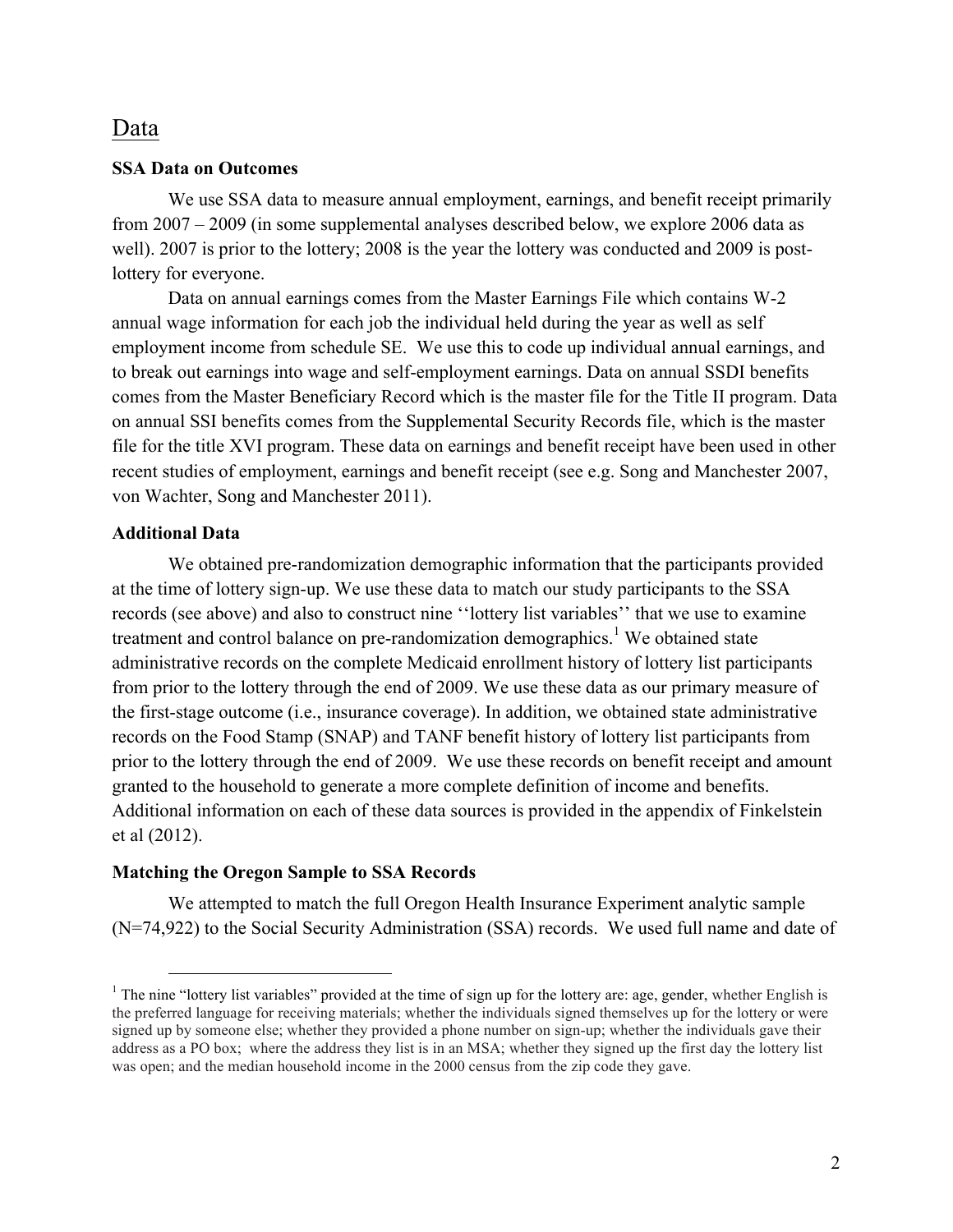## Data

### SSA Data on Outcomes

We use SSA data to measure annual employment, earnings, and benefit receipt primarily from 2007 – 2009 (in some supplemental analyses described below, we explore 2006 data as well). 2007 is prior to the lottery; 2008 is the year the lottery was conducted and 2009 is post-lottery for everyone.

Data on annual earnings comes from the Master Earnings File which contains W-2 annual wage information for each job the individual held during the year as well as self employment income from schedule SE. We use this to code up individual annual earnings, and to break out earnings into wage and self-employment earnings. Data on annual SSDI benefits comes from the Master Beneficiary Record which is the master file for the Title II program. Data on annual SSI benefits comes from the Supplemental Security Records file, which is the master file for the title XVI program. These data on earnings and benefit receipt have been used in other recent studies of employment, earnings and benefit receipt (see e.g. Song and Manchester 2007, von Wachter, Song and Manchester 2011).

### Additional Data

We obtained pre-randomization demographic information that the participants provided at the time of lottery sign-up. We use these data to match our study participants to the SSA records (see above) and also to construct nine ''lottery list variables'' that we use to examine treatment and control balance on pre-randomization demographics.[1] We obtained state administrative records on the complete Medicaid enrollment history of lottery list participants from prior to the lottery through the end of 2009. We use these data as our primary measure of the first-stage outcome (i.e., insurance coverage). In addition, we obtained state administrative records on the Food Stamp (SNAP) and TANF benefit history of lottery list participants from prior to the lottery through the end of 2009. We use these records on benefit receipt and amount granted to the household to generate a more complete definition of income and benefits. Additional information on each of these data sources is provided in the appendix of Finkelstein et al (2012).

### Matching the Oregon Sample to SSA Records

We attempted to match the full Oregon Health Insurance Experiment analytic sample (N=74,922) to the Social Security Administration (SSA) records. We used full name and date of

---

[1] The nine "lottery list variables" provided at the time of sign up for the lottery are: age, gender, whether English is the preferred language for receiving materials; whether the individuals signed themselves up for the lottery or were signed up by someone else; whether they provided a phone number on sign-up; whether the individuals gave their address as a PO box; where the address they list is in an MSA; whether they signed up the first day the lottery list was open; and the median household income in the 2000 census from the zip code they gave.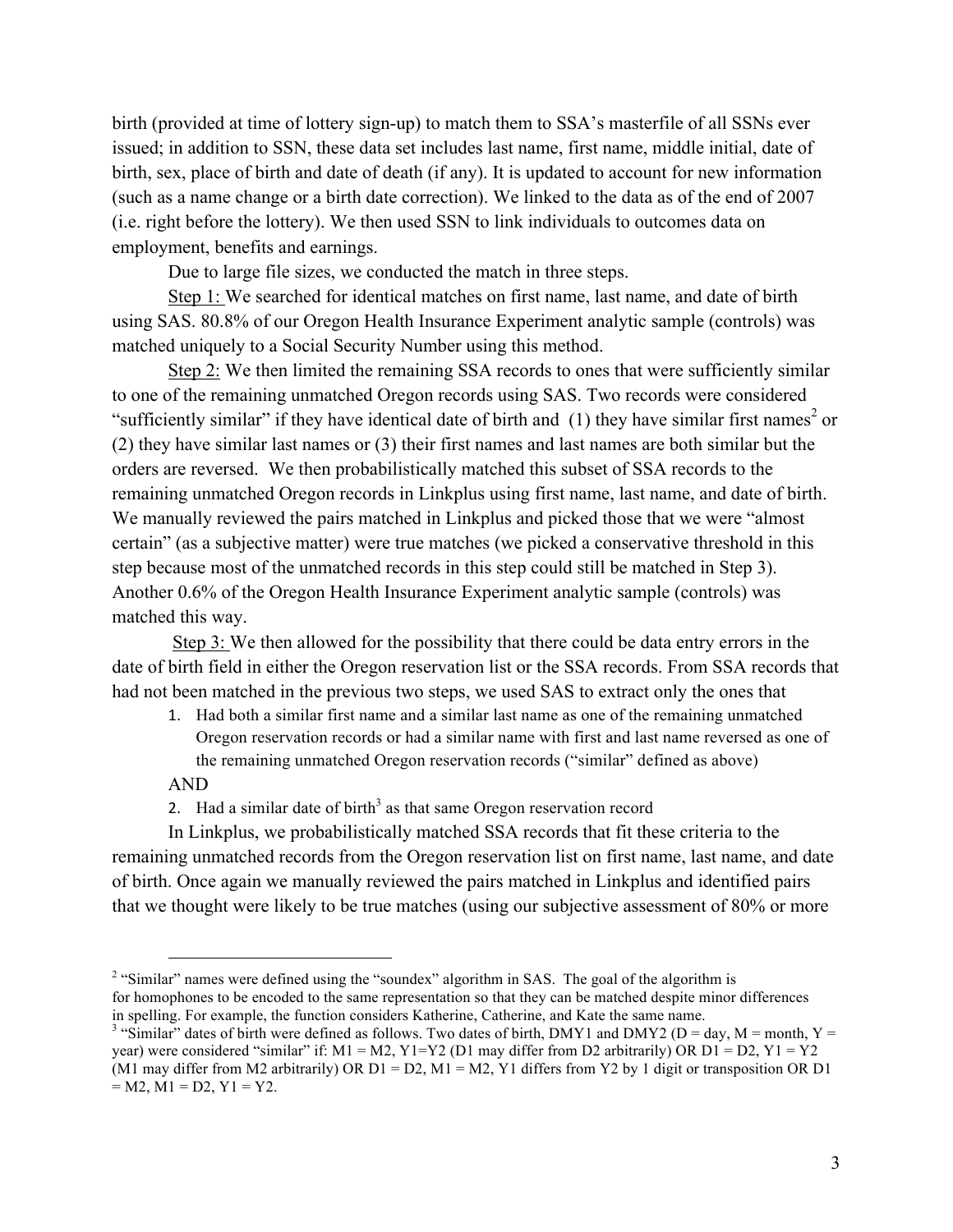birth (provided at time of lottery sign-up) to match them to SSA's masterfile of all SSNs ever issued; in addition to SSN, these data set includes last name, first name, middle initial, date of birth, sex, place of birth and date of death (if any). It is updated to account for new information (such as a name change or a birth date correction). We linked to the data as of the end of 2007 (i.e. right before the lottery). We then used SSN to link individuals to outcomes data on employment, benefits and earnings.

Due to large file sizes, we conducted the match in three steps.

Step 1: We searched for identical matches on first name, last name, and date of birth using SAS. 80.8% of our Oregon Health Insurance Experiment analytic sample (controls) was matched uniquely to a Social Security Number using this method.

Step 2: We then limited the remaining SSA records to ones that were sufficiently similar to one of the remaining unmatched Oregon records using SAS. Two records were considered "sufficiently similar" if they have identical date of birth and (1) they have similar first names[2] or (2) they have similar last names or (3) their first names and last names are both similar but the orders are reversed. We then probabilistically matched this subset of SSA records to the remaining unmatched Oregon records in Linkplus using first name, last name, and date of birth. We manually reviewed the pairs matched in Linkplus and picked those that we were "almost certain" (as a subjective matter) were true matches (we picked a conservative threshold in this step because most of the unmatched records in this step could still be matched in Step 3). Another 0.6% of the Oregon Health Insurance Experiment analytic sample (controls) was matched this way.

Step 3: We then allowed for the possibility that there could be data entry errors in the date of birth field in either the Oregon reservation list or the SSA records. From SSA records that had not been matched in the previous two steps, we used SAS to extract only the ones that

1. Had both a similar first name and a similar last name as one of the remaining unmatched Oregon reservation records or had a similar name with first and last name reversed as one of the remaining unmatched Oregon reservation records ("similar" defined as above)

AND

2. Had a similar date of birth[3] as that same Oregon reservation record

In Linkplus, we probabilistically matched SSA records that fit these criteria to the remaining unmatched records from the Oregon reservation list on first name, last name, and date of birth. Once again we manually reviewed the pairs matched in Linkplus and identified pairs that we thought were likely to be true matches (using our subjective assessment of 80% or more

---

[2] "Similar" names were defined using the "soundex" algorithm in SAS. The goal of the algorithm is for homophones to be encoded to the same representation so that they can be matched despite minor differences in spelling. For example, the function considers Katherine, Catherine, and Kate the same name.

[3] "Similar" dates of birth were defined as follows. Two dates of birth, DMY1 and DMY2 (D = day, M = month, Y = year) were considered "similar" if: M1 = M2, Y1=Y2 (D1 may differ from D2 arbitrarily) OR D1 = D2, Y1 = Y2 (M1 may differ from M2 arbitrarily) OR D1 = D2, M1 = M2, Y1 differs from Y2 by 1 digit or transposition OR D1 = M2, M1 = D2, Y1 = Y2.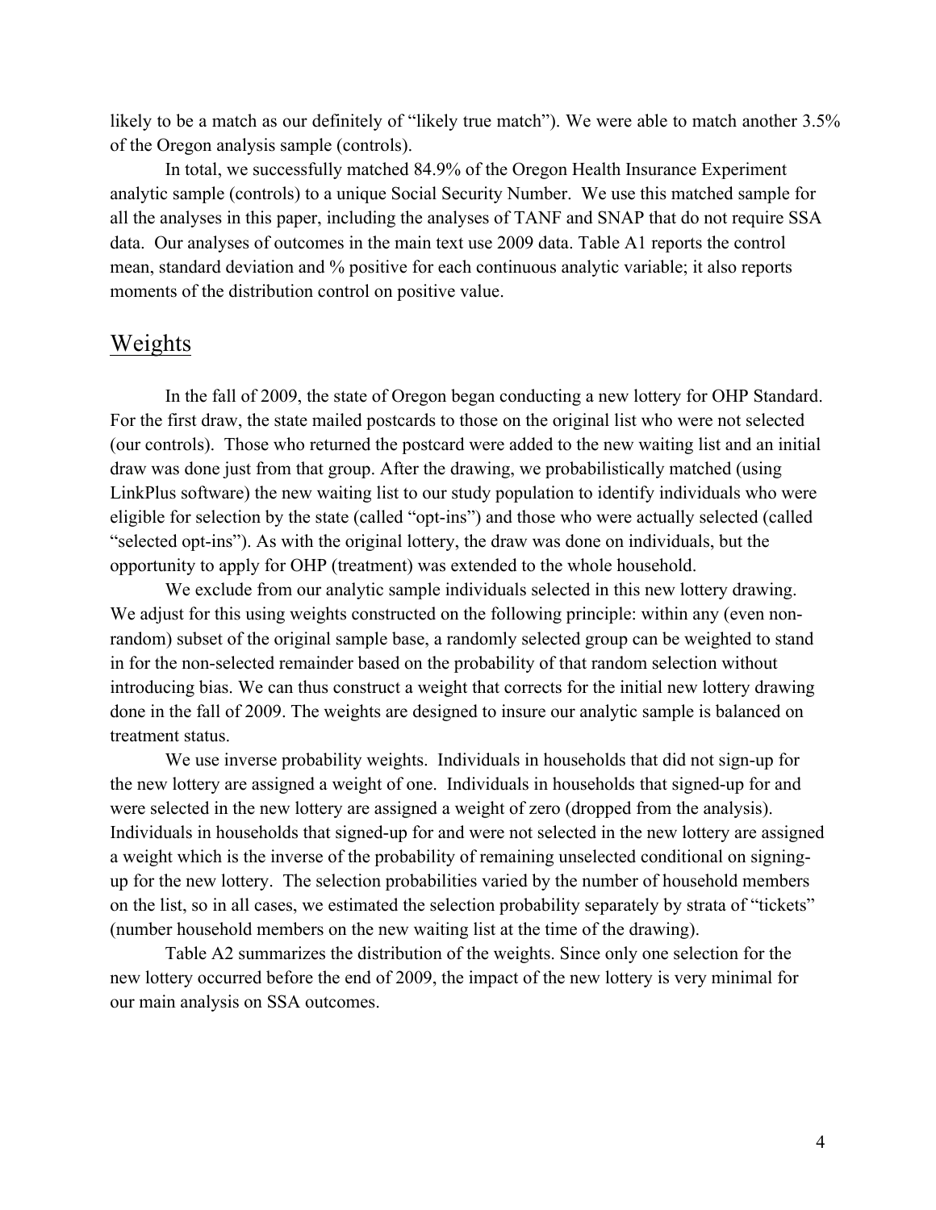likely to be a match as our definitely of "likely true match"). We were able to match another 3.5% of the Oregon analysis sample (controls).

In total, we successfully matched 84.9% of the Oregon Health Insurance Experiment analytic sample (controls) to a unique Social Security Number. We use this matched sample for all the analyses in this paper, including the analyses of TANF and SNAP that do not require SSA data. Our analyses of outcomes in the main text use 2009 data. Table A1 reports the control mean, standard deviation and % positive for each continuous analytic variable; it also reports moments of the distribution control on positive value.

## Weights

In the fall of 2009, the state of Oregon began conducting a new lottery for OHP Standard. For the first draw, the state mailed postcards to those on the original list who were not selected (our controls). Those who returned the postcard were added to the new waiting list and an initial draw was done just from that group. After the drawing, we probabilistically matched (using LinkPlus software) the new waiting list to our study population to identify individuals who were eligible for selection by the state (called "opt-ins") and those who were actually selected (called "selected opt-ins"). As with the original lottery, the draw was done on individuals, but the opportunity to apply for OHP (treatment) was extended to the whole household.

We exclude from our analytic sample individuals selected in this new lottery drawing. We adjust for this using weights constructed on the following principle: within any (even non-random) subset of the original sample base, a randomly selected group can be weighted to stand in for the non-selected remainder based on the probability of that random selection without introducing bias. We can thus construct a weight that corrects for the initial new lottery drawing done in the fall of 2009. The weights are designed to insure our analytic sample is balanced on treatment status.

We use inverse probability weights. Individuals in households that did not sign-up for the new lottery are assigned a weight of one. Individuals in households that signed-up for and were selected in the new lottery are assigned a weight of zero (dropped from the analysis). Individuals in households that signed-up for and were not selected in the new lottery are assigned a weight which is the inverse of the probability of remaining unselected conditional on signing-up for the new lottery. The selection probabilities varied by the number of household members on the list, so in all cases, we estimated the selection probability separately by strata of "tickets" (number household members on the new waiting list at the time of the drawing).

Table A2 summarizes the distribution of the weights. Since only one selection for the new lottery occurred before the end of 2009, the impact of the new lottery is very minimal for our main analysis on SSA outcomes.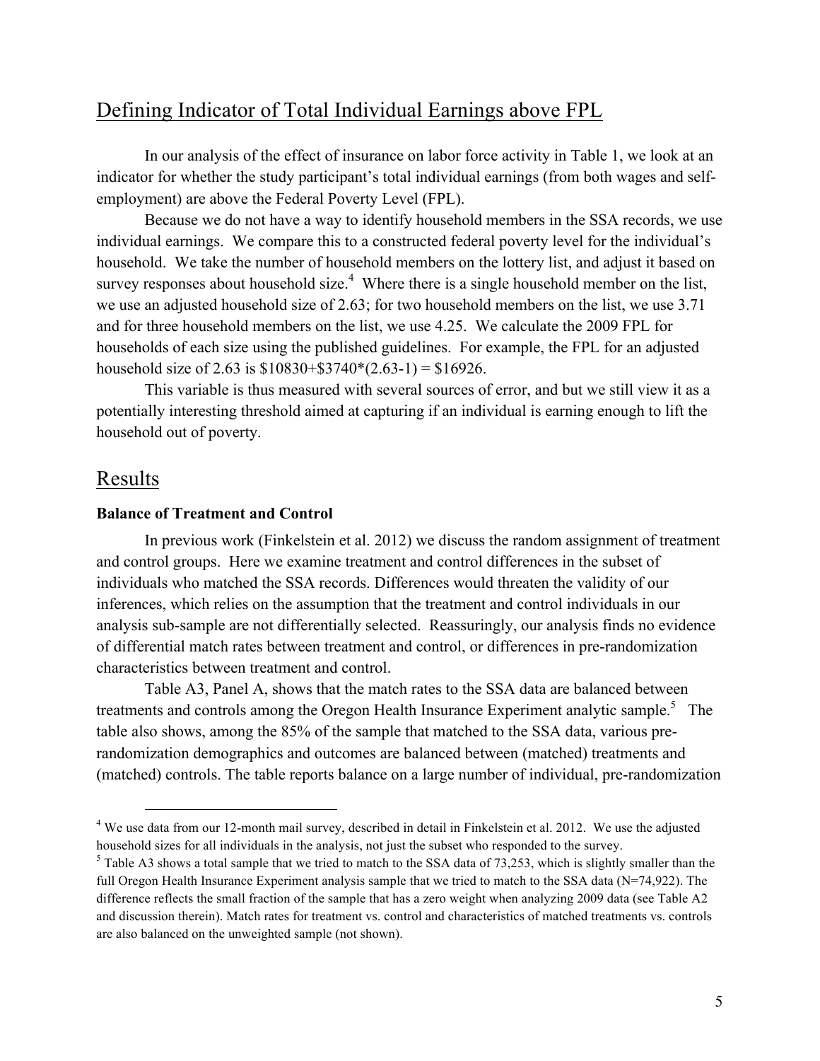## Defining Indicator of Total Individual Earnings above FPL

In our analysis of the effect of insurance on labor force activity in Table 1, we look at an indicator for whether the study participant's total individual earnings (from both wages and self-employment) are above the Federal Poverty Level (FPL).

Because we do not have a way to identify household members in the SSA records, we use individual earnings. We compare this to a constructed federal poverty level for the individual's household. We take the number of household members on the lottery list, and adjust it based on survey responses about household size.[4] Where there is a single household member on the list, we use an adjusted household size of 2.63; for two household members on the list, we use 3.71 and for three household members on the list, we use 4.25. We calculate the 2009 FPL for households of each size using the published guidelines. For example, the FPL for an adjusted household size of 2.63 is $10830+$3740*(2.63-1) = $16926.

This variable is thus measured with several sources of error, and but we still view it as a potentially interesting threshold aimed at capturing if an individual is earning enough to lift the household out of poverty.

## Results

### Balance of Treatment and Control

In previous work (Finkelstein et al. 2012) we discuss the random assignment of treatment and control groups. Here we examine treatment and control differences in the subset of individuals who matched the SSA records. Differences would threaten the validity of our inferences, which relies on the assumption that the treatment and control individuals in our analysis sub-sample are not differentially selected. Reassuringly, our analysis finds no evidence of differential match rates between treatment and control, or differences in pre-randomization characteristics between treatment and control.

Table A3, Panel A, shows that the match rates to the SSA data are balanced between treatments and controls among the Oregon Health Insurance Experiment analytic sample.[5] The table also shows, among the 85% of the sample that matched to the SSA data, various pre-randomization demographics and outcomes are balanced between (matched) treatments and (matched) controls. The table reports balance on a large number of individual, pre-randomization

---

[4] We use data from our 12-month mail survey, described in detail in Finkelstein et al. 2012. We use the adjusted household sizes for all individuals in the analysis, not just the subset who responded to the survey.

[5] Table A3 shows a total sample that we tried to match to the SSA data of 73,253, which is slightly smaller than the full Oregon Health Insurance Experiment analysis sample that we tried to match to the SSA data (N=74,922). The difference reflects the small fraction of the sample that has a zero weight when analyzing 2009 data (see Table A2 and discussion therein). Match rates for treatment vs. control and characteristics of matched treatments vs. controls are also balanced on the unweighted sample (not shown).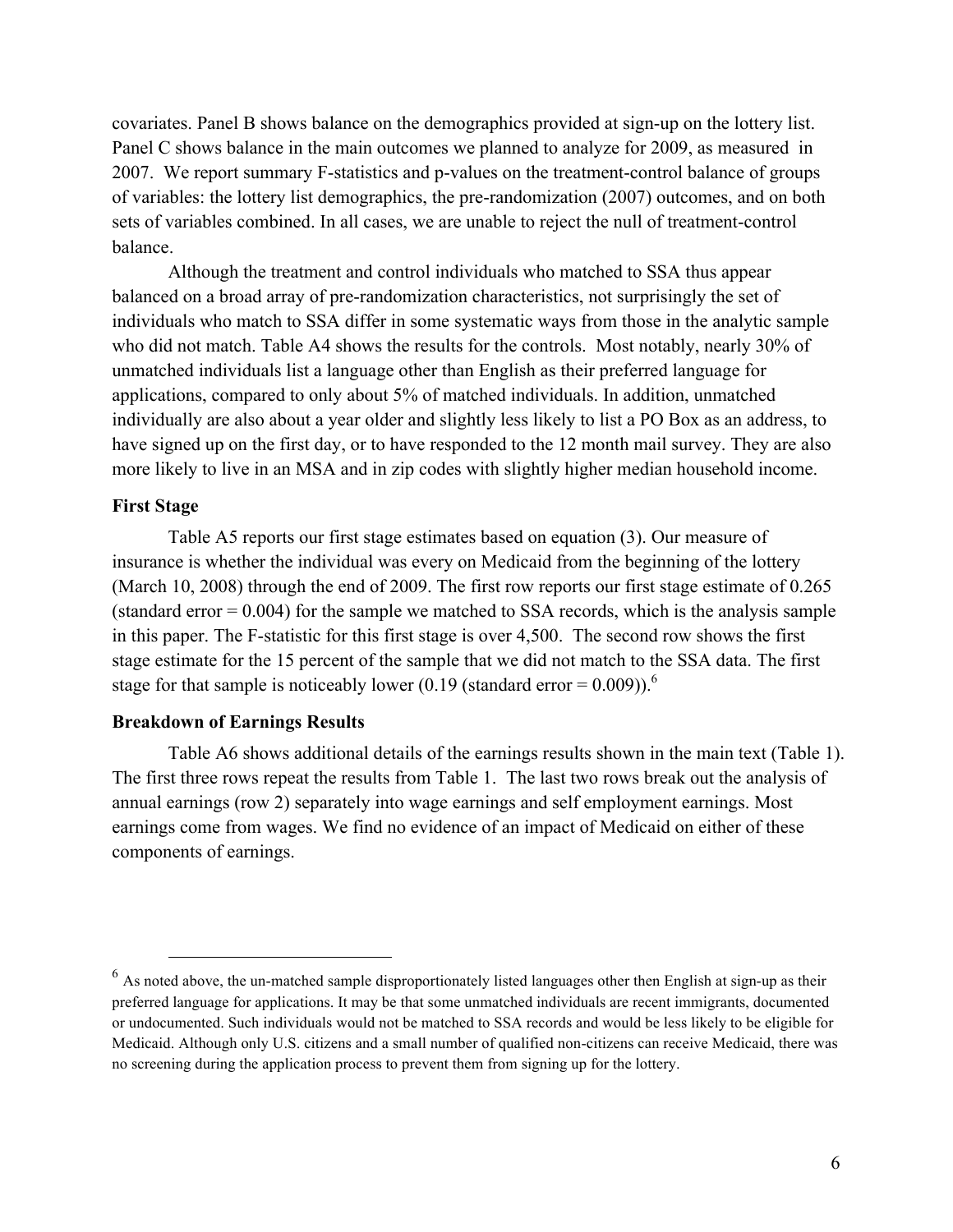covariates. Panel B shows balance on the demographics provided at sign-up on the lottery list. Panel C shows balance in the main outcomes we planned to analyze for 2009, as measured in 2007. We report summary F-statistics and p-values on the treatment-control balance of groups of variables: the lottery list demographics, the pre-randomization (2007) outcomes, and on both sets of variables combined. In all cases, we are unable to reject the null of treatment-control balance.

Although the treatment and control individuals who matched to SSA thus appear balanced on a broad array of pre-randomization characteristics, not surprisingly the set of individuals who match to SSA differ in some systematic ways from those in the analytic sample who did not match. Table A4 shows the results for the controls. Most notably, nearly 30% of unmatched individuals list a language other than English as their preferred language for applications, compared to only about 5% of matched individuals. In addition, unmatched individually are also about a year older and slightly less likely to list a PO Box as an address, to have signed up on the first day, or to have responded to the 12 month mail survey. They are also more likely to live in an MSA and in zip codes with slightly higher median household income.

**First Stage**

Table A5 reports our first stage estimates based on equation (3). Our measure of insurance is whether the individual was every on Medicaid from the beginning of the lottery (March 10, 2008) through the end of 2009. The first row reports our first stage estimate of 0.265 (standard error = 0.004) for the sample we matched to SSA records, which is the analysis sample in this paper. The F-statistic for this first stage is over 4,500. The second row shows the first stage estimate for the 15 percent of the sample that we did not match to the SSA data. The first stage for that sample is noticeably lower (0.19 (standard error = 0.009)).[6]

**Breakdown of Earnings Results**

Table A6 shows additional details of the earnings results shown in the main text (Table 1). The first three rows repeat the results from Table 1. The last two rows break out the analysis of annual earnings (row 2) separately into wage earnings and self employment earnings. Most earnings come from wages. We find no evidence of an impact of Medicaid on either of these components of earnings.

---

[6] As noted above, the un-matched sample disproportionately listed languages other then English at sign-up as their preferred language for applications. It may be that some unmatched individuals are recent immigrants, documented or undocumented. Such individuals would not be matched to SSA records and would be less likely to be eligible for Medicaid. Although only U.S. citizens and a small number of qualified non-citizens can receive Medicaid, there was no screening during the application process to prevent them from signing up for the lottery.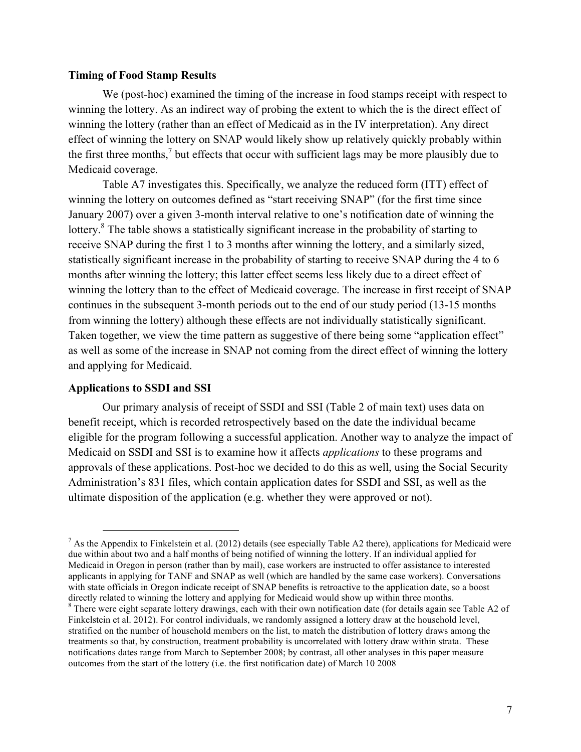**Timing of Food Stamp Results**

We (post-hoc) examined the timing of the increase in food stamps receipt with respect to winning the lottery. As an indirect way of probing the extent to which the is the direct effect of winning the lottery (rather than an effect of Medicaid as in the IV interpretation). Any direct effect of winning the lottery on SNAP would likely show up relatively quickly probably within the first three months,[7] but effects that occur with sufficient lags may be more plausibly due to Medicaid coverage.

Table A7 investigates this. Specifically, we analyze the reduced form (ITT) effect of winning the lottery on outcomes defined as "start receiving SNAP" (for the first time since January 2007) over a given 3-month interval relative to one's notification date of winning the lottery.[8] The table shows a statistically significant increase in the probability of starting to receive SNAP during the first 1 to 3 months after winning the lottery, and a similarly sized, statistically significant increase in the probability of starting to receive SNAP during the 4 to 6 months after winning the lottery; this latter effect seems less likely due to a direct effect of winning the lottery than to the effect of Medicaid coverage. The increase in first receipt of SNAP continues in the subsequent 3-month periods out to the end of our study period (13-15 months from winning the lottery) although these effects are not individually statistically significant. Taken together, we view the time pattern as suggestive of there being some "application effect" as well as some of the increase in SNAP not coming from the direct effect of winning the lottery and applying for Medicaid.

**Applications to SSDI and SSI**

Our primary analysis of receipt of SSDI and SSI (Table 2 of main text) uses data on benefit receipt, which is recorded retrospectively based on the date the individual became eligible for the program following a successful application. Another way to analyze the impact of Medicaid on SSDI and SSI is to examine how it affects *applications* to these programs and approvals of these applications. Post-hoc we decided to do this as well, using the Social Security Administration's 831 files, which contain application dates for SSDI and SSI, as well as the ultimate disposition of the application (e.g. whether they were approved or not).

[7] As the Appendix to Finkelstein et al. (2012) details (see especially Table A2 there), applications for Medicaid were due within about two and a half months of being notified of winning the lottery. If an individual applied for Medicaid in Oregon in person (rather than by mail), case workers are instructed to offer assistance to interested applicants in applying for TANF and SNAP as well (which are handled by the same case workers). Conversations with state officials in Oregon indicate receipt of SNAP benefits is retroactive to the application date, so a boost directly related to winning the lottery and applying for Medicaid would show up within three months.

[8] There were eight separate lottery drawings, each with their own notification date (for details again see Table A2 of Finkelstein et al. 2012). For control individuals, we randomly assigned a lottery draw at the household level, stratified on the number of household members on the list, to match the distribution of lottery draws among the treatments so that, by construction, treatment probability is uncorrelated with lottery draw within strata. These notifications dates range from March to September 2008; by contrast, all other analyses in this paper measure outcomes from the start of the lottery (i.e. the first notification date) of March 10 2008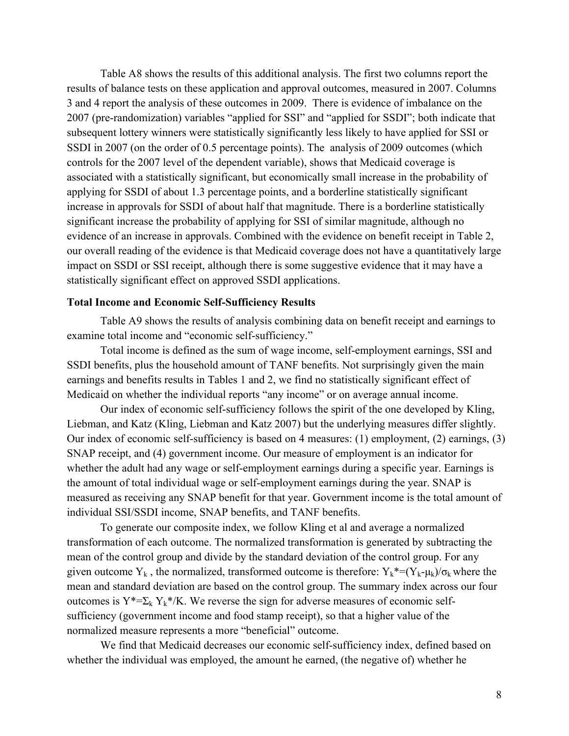Table A8 shows the results of this additional analysis. The first two columns report the results of balance tests on these application and approval outcomes, measured in 2007. Columns 3 and 4 report the analysis of these outcomes in 2009. There is evidence of imbalance on the 2007 (pre-randomization) variables "applied for SSI" and "applied for SSDI"; both indicate that subsequent lottery winners were statistically significantly less likely to have applied for SSI or SSDI in 2007 (on the order of 0.5 percentage points). The analysis of 2009 outcomes (which controls for the 2007 level of the dependent variable), shows that Medicaid coverage is associated with a statistically significant, but economically small increase in the probability of applying for SSDI of about 1.3 percentage points, and a borderline statistically significant increase in approvals for SSDI of about half that magnitude. There is a borderline statistically significant increase the probability of applying for SSI of similar magnitude, although no evidence of an increase in approvals. Combined with the evidence on benefit receipt in Table 2, our overall reading of the evidence is that Medicaid coverage does not have a quantitatively large impact on SSDI or SSI receipt, although there is some suggestive evidence that it may have a statistically significant effect on approved SSDI applications.

**Total Income and Economic Self-Sufficiency Results**

Table A9 shows the results of analysis combining data on benefit receipt and earnings to examine total income and "economic self-sufficiency."

Total income is defined as the sum of wage income, self-employment earnings, SSI and SSDI benefits, plus the household amount of TANF benefits. Not surprisingly given the main earnings and benefits results in Tables 1 and 2, we find no statistically significant effect of Medicaid on whether the individual reports "any income" or on average annual income.

Our index of economic self-sufficiency follows the spirit of the one developed by Kling, Liebman, and Katz (Kling, Liebman and Katz 2007) but the underlying measures differ slightly. Our index of economic self-sufficiency is based on 4 measures: (1) employment, (2) earnings, (3) SNAP receipt, and (4) government income. Our measure of employment is an indicator for whether the adult had any wage or self-employment earnings during a specific year. Earnings is the amount of total individual wage or self-employment earnings during the year. SNAP is measured as receiving any SNAP benefit for that year. Government income is the total amount of individual SSI/SSDI income, SNAP benefits, and TANF benefits.

To generate our composite index, we follow Kling et al and average a normalized transformation of each outcome. The normalized transformation is generated by subtracting the mean of the control group and divide by the standard deviation of the control group. For any given outcome $Y_k$ , the normalized, transformed outcome is therefore: $Y_k^*=(Y_k-\mu_k)/\sigma_k$ where the mean and standard deviation are based on the control group. The summary index across our four outcomes is $Y^*=\Sigma_k Y_k^*/K$. We reverse the sign for adverse measures of economic self-sufficiency (government income and food stamp receipt), so that a higher value of the normalized measure represents a more "beneficial" outcome.

We find that Medicaid decreases our economic self-sufficiency index, defined based on whether the individual was employed, the amount he earned, (the negative of) whether he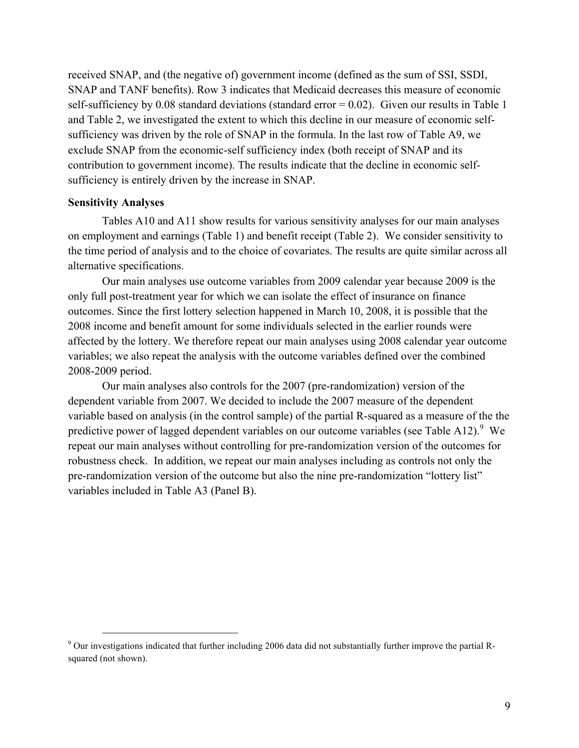received SNAP, and (the negative of) government income (defined as the sum of SSI, SSDI, SNAP and TANF benefits). Row 3 indicates that Medicaid decreases this measure of economic self-sufficiency by 0.08 standard deviations (standard error = 0.02). Given our results in Table 1 and Table 2, we investigated the extent to which this decline in our measure of economic self-sufficiency was driven by the role of SNAP in the formula. In the last row of Table A9, we exclude SNAP from the economic-self sufficiency index (both receipt of SNAP and its contribution to government income). The results indicate that the decline in economic self-sufficiency is entirely driven by the increase in SNAP.

**Sensitivity Analyses**

Tables A10 and A11 show results for various sensitivity analyses for our main analyses on employment and earnings (Table 1) and benefit receipt (Table 2). We consider sensitivity to the time period of analysis and to the choice of covariates. The results are quite similar across all alternative specifications.

Our main analyses use outcome variables from 2009 calendar year because 2009 is the only full post-treatment year for which we can isolate the effect of insurance on finance outcomes. Since the first lottery selection happened in March 10, 2008, it is possible that the 2008 income and benefit amount for some individuals selected in the earlier rounds were affected by the lottery. We therefore repeat our main analyses using 2008 calendar year outcome variables; we also repeat the analysis with the outcome variables defined over the combined 2008-2009 period.

Our main analyses also controls for the 2007 (pre-randomization) version of the dependent variable from 2007. We decided to include the 2007 measure of the dependent variable based on analysis (in the control sample) of the partial R-squared as a measure of the the predictive power of lagged dependent variables on our outcome variables (see Table A12).[9] We repeat our main analyses without controlling for pre-randomization version of the outcomes for robustness check. In addition, we repeat our main analyses including as controls not only the pre-randomization version of the outcome but also the nine pre-randomization "lottery list" variables included in Table A3 (Panel B).

---

[9] Our investigations indicated that further including 2006 data did not substantially further improve the partial R-squared (not shown).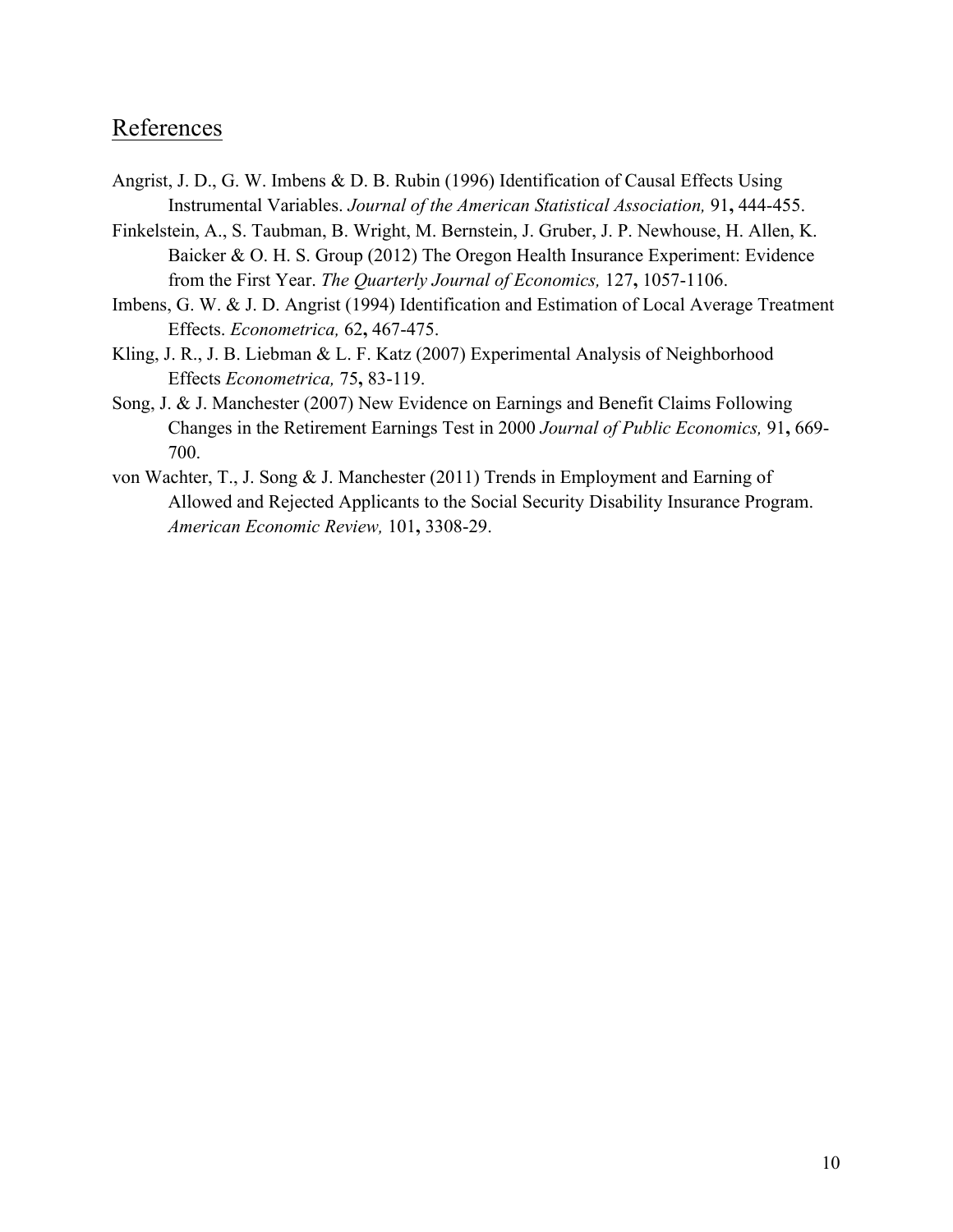## References

Angrist, J. D., G. W. Imbens & D. B. Rubin (1996) Identification of Causal Effects Using Instrumental Variables. *Journal of the American Statistical Association,* 91**,** 444-455.

Finkelstein, A., S. Taubman, B. Wright, M. Bernstein, J. Gruber, J. P. Newhouse, H. Allen, K. Baicker & O. H. S. Group (2012) The Oregon Health Insurance Experiment: Evidence from the First Year. *The Quarterly Journal of Economics,* 127**,** 1057-1106.

Imbens, G. W. & J. D. Angrist (1994) Identification and Estimation of Local Average Treatment Effects. *Econometrica,* 62**,** 467-475.

Kling, J. R., J. B. Liebman & L. F. Katz (2007) Experimental Analysis of Neighborhood Effects *Econometrica,* 75**,** 83-119.

Song, J. & J. Manchester (2007) New Evidence on Earnings and Benefit Claims Following Changes in the Retirement Earnings Test in 2000 *Journal of Public Economics,* 91**,** 669-700.

von Wachter, T., J. Song & J. Manchester (2011) Trends in Employment and Earning of Allowed and Rejected Applicants to the Social Security Disability Insurance Program. *American Economic Review,* 101**,** 3308-29.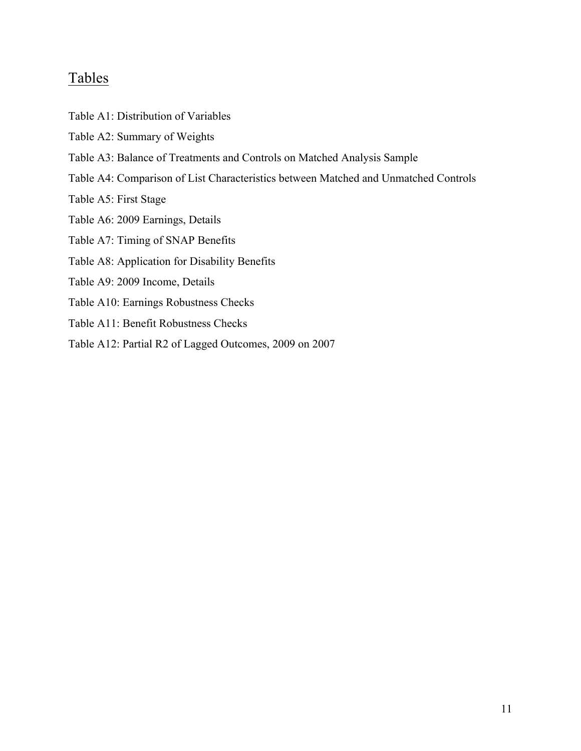## Tables

Table A1: Distribution of Variables

Table A2: Summary of Weights

Table A3: Balance of Treatments and Controls on Matched Analysis Sample

Table A4: Comparison of List Characteristics between Matched and Unmatched Controls

Table A5: First Stage

Table A6: 2009 Earnings, Details

Table A7: Timing of SNAP Benefits

Table A8: Application for Disability Benefits

Table A9: 2009 Income, Details

Table A10: Earnings Robustness Checks

Table A11: Benefit Robustness Checks

Table A12: Partial R2 of Lagged Outcomes, 2009 on 2007